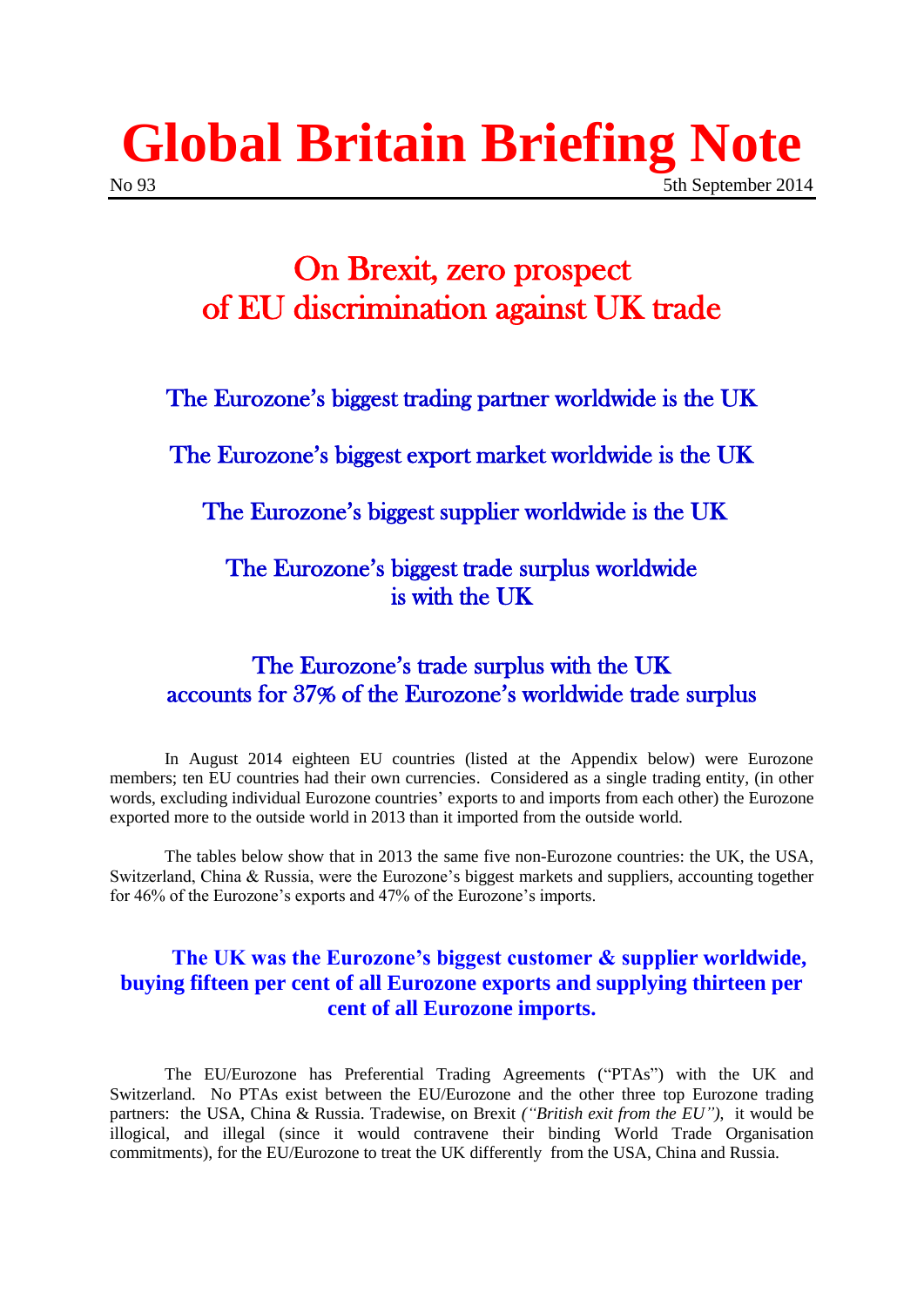# Global Britain Briefing Note

No 93 5th September 2014

## On Brexit, zero prospect of EU discrimination against UK trade

### The Eurozone's biggest trading partner worldwide is the UK

### The Eurozone's biggest export market worldwide is the UK

### The Eurozone's biggest supplier worldwide is the UK

### The Eurozone's biggest trade surplus worldwide is with the UK

### The Eurozone's trade surplus with the UK accounts for 37% of the Eurozone's worldwide trade surplus

In August 2014 eighteen EU countries (listed at the Appendix below) were Eurozone members; ten EU countries had their own currencies. Considered as a single trading entity, (in other words, excluding individual Eurozone countries' exports to and imports from each other) the Eurozone exported more to the outside world in 2013 than it imported from the outside world.

The tables below show that in 2013 the same five non-Eurozone countries: the UK, the USA, Switzerland, China & Russia, were the Eurozone's biggest markets and suppliers, accounting together for 46% of the Eurozone's exports and 47% of the Eurozone's imports.

**The UK was the Eurozone's biggest customer & supplier worldwide, buying fifteen per cent of all Eurozone exports and supplying thirteen per cent of all Eurozone imports.**

The EU/Eurozone has Preferential Trading Agreements ("PTAs") with the UK and Switzerland. No PTAs exist between the EU/Eurozone and the other three top Eurozone trading partners: the USA, China & Russia. Tradewise, on Brexit *("British exit from the EU")*, it would be illogical, and illegal (since it would contravene their binding World Trade Organisation commitments), for the EU/Eurozone to treat the UK differently from the USA, China and Russia.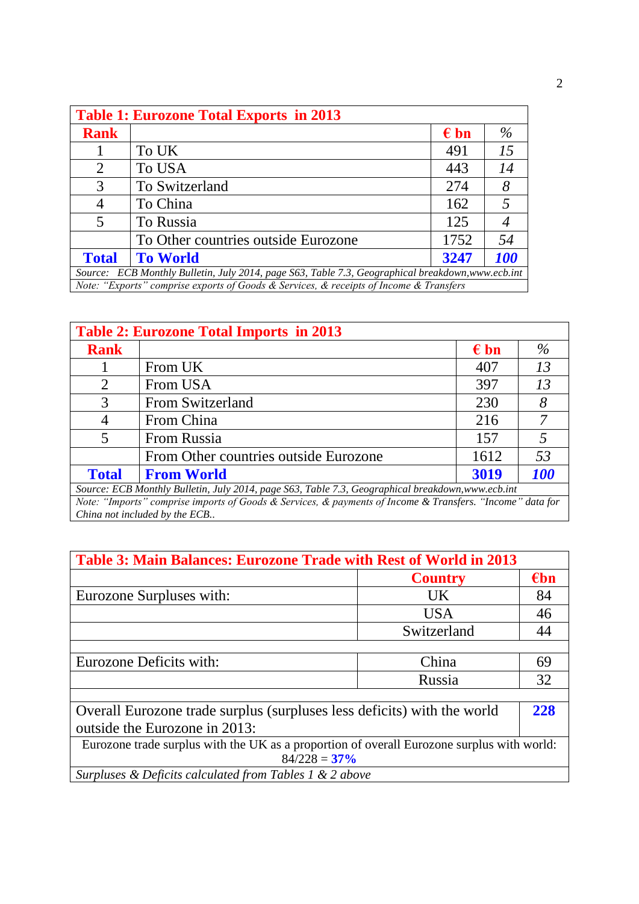| **Table 1: Eurozone Total Exports in 2013** | | | |
|---|---|---|---|
| **Rank** | | **€ bn** | *%* |
| 1 | To UK | 491 | *15* |
| 2 | To USA | 443 | *14* |
| 3 | To Switzerland | 274 | *8* |
| 4 | To China | 162 | *5* |
| 5 | To Russia | 125 | *4* |
| | To Other countries outside Eurozone | 1752 | *54* |
| **Total** | **To World** | **3247** | ***100*** |

*Source: ECB Monthly Bulletin, July 2014, page S63, Table 7.3, Geographical breakdown,www.ecb.int*

*Note: "Exports" comprise exports of Goods & Services, & receipts of Income & Transfers*

| **Table 2: Eurozone Total Imports in 2013** | | | |
|---|---|---|---|
| **Rank** | | **€ bn** | *%* |
| 1 | From UK | 407 | *13* |
| 2 | From USA | 397 | *13* |
| 3 | From Switzerland | 230 | *8* |
| 4 | From China | 216 | *7* |
| 5 | From Russia | 157 | *5* |
| | From Other countries outside Eurozone | 1612 | *53* |
| **Total** | **From World** | **3019** | ***100*** |

*Source: ECB Monthly Bulletin, July 2014, page S63, Table 7.3, Geographical breakdown,www.ecb.int*

*Note: "Imports" comprise imports of Goods & Services, & payments of Income & Transfers. "Income" data for China not included by the ECB..*

| **Table 3: Main Balances: Eurozone Trade with Rest of World in 2013** | | |
|---|---|---|
| | **Country** | **€bn** |
| Eurozone Surpluses with: | UK | 84 |
| | USA | 46 |
| | Switzerland | 44 |
| | | |
| Eurozone Deficits with: | China | 69 |
| | Russia | 32 |
| | | |
| Overall Eurozone trade surplus (surpluses less deficits) with the world outside the Eurozone in 2013: | | **228** |

Eurozone trade surplus with the UK as a proportion of overall Eurozone surplus with world: 84/228 = **37%**

*Surpluses & Deficits calculated from Tables 1 & 2 above*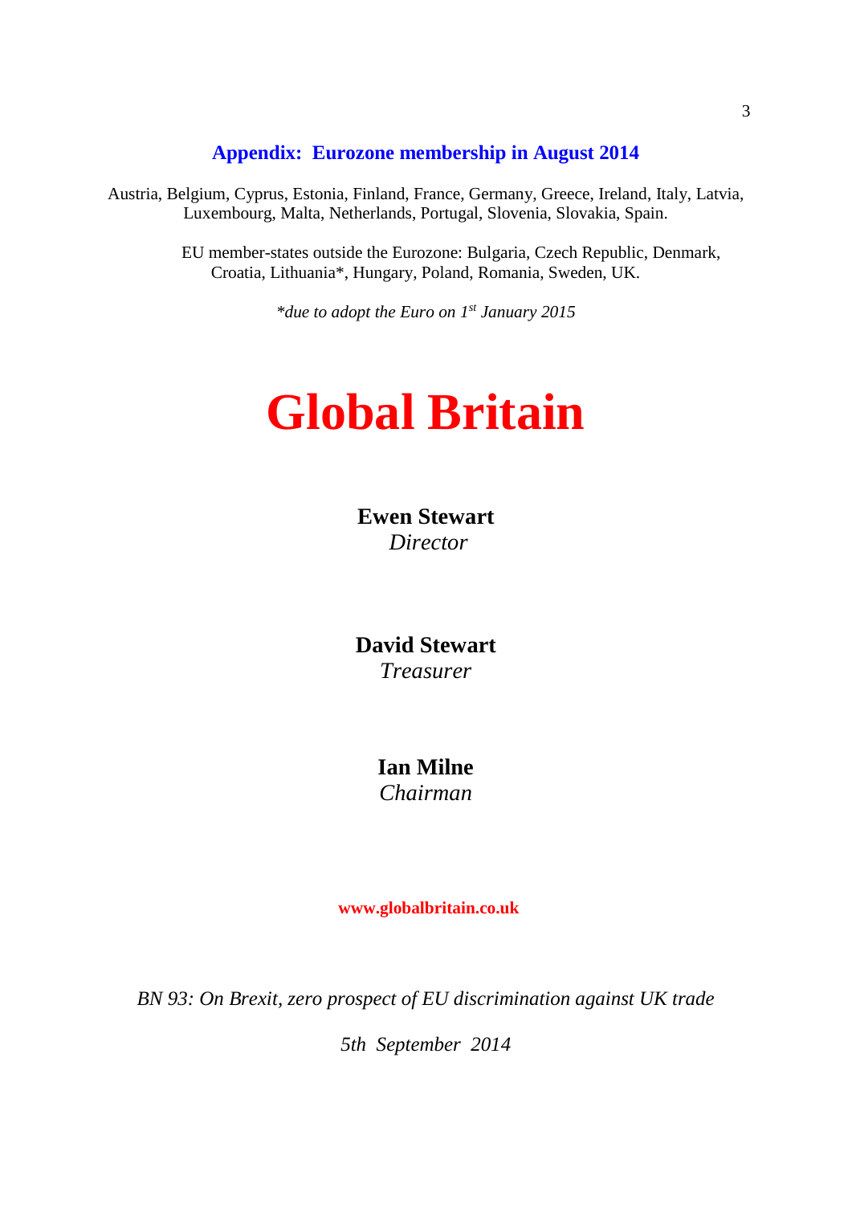## Appendix: Eurozone membership in August 2014

Austria, Belgium, Cyprus, Estonia, Finland, France, Germany, Greece, Ireland, Italy, Latvia, Luxembourg, Malta, Netherlands, Portugal, Slovenia, Slovakia, Spain.

EU member-states outside the Eurozone: Bulgaria, Czech Republic, Denmark, Croatia, Lithuania*, Hungary, Poland, Romania, Sweden, UK.

*\*due to adopt the Euro on 1st January 2015*

# Global Britain

**Ewen Stewart**
*Director*

**David Stewart**
*Treasurer*

**Ian Milne**
*Chairman*

**www.globalbritain.co.uk**

*BN 93: On Brexit, zero prospect of EU discrimination against UK trade*

*5th September 2014*